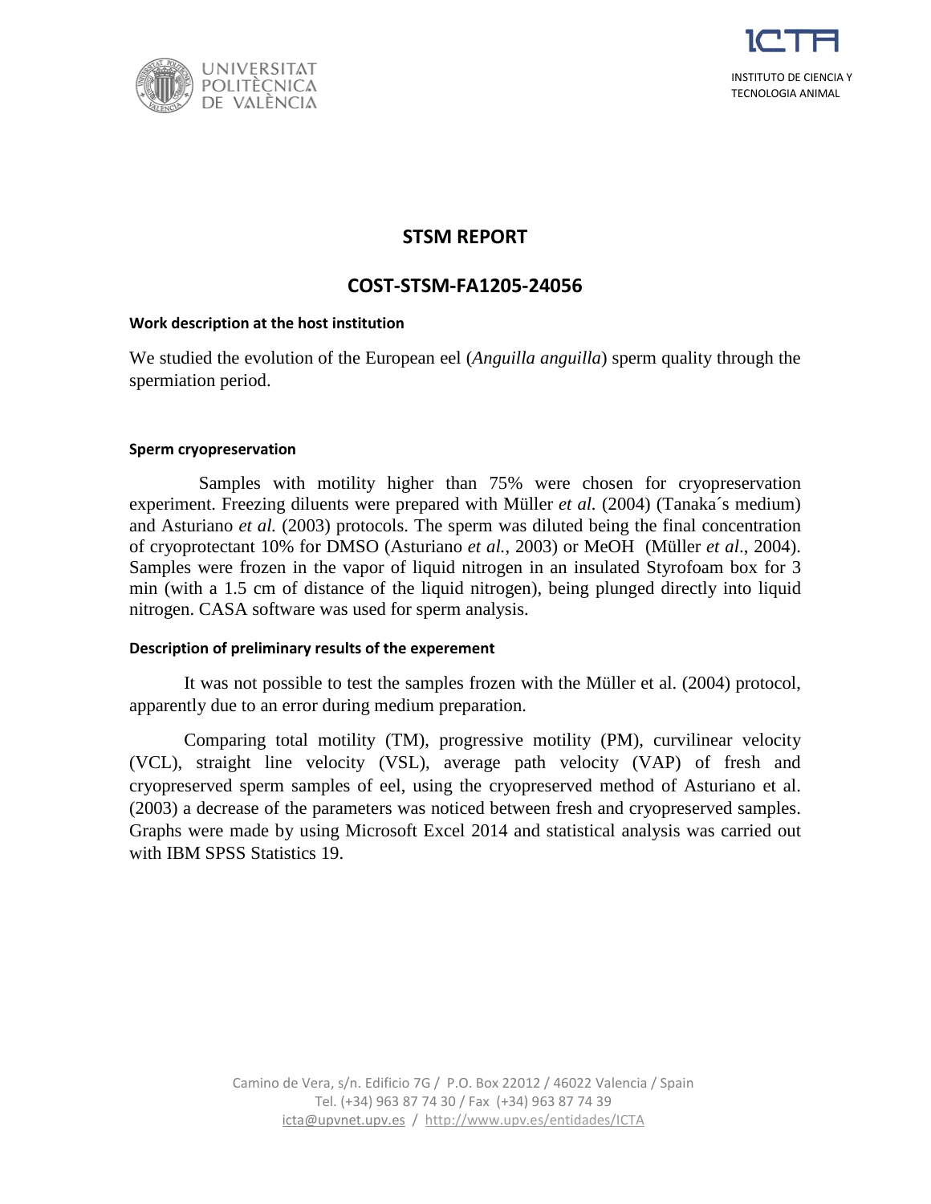# STSM REPORT

## COST-STSM-FA1205-24056

### Work description at the host institution

We studied the evolution of the European eel (*Anguilla anguilla*) sperm quality through the spermiation period.

### Sperm cryopreservation

Samples with motility higher than 75% were chosen for cryopreservation experiment. Freezing diluents were prepared with Müller *et al.* (2004) (Tanaka´s medium) and Asturiano *et al.* (2003) protocols. The sperm was diluted being the final concentration of cryoprotectant 10% for DMSO (Asturiano *et al.*, 2003) or MeOH (Müller *et al*., 2004). Samples were frozen in the vapor of liquid nitrogen in an insulated Styrofoam box for 3 min (with a 1.5 cm of distance of the liquid nitrogen), being plunged directly into liquid nitrogen. CASA software was used for sperm analysis.

### Description of preliminary results of the experement

It was not possible to test the samples frozen with the Müller et al. (2004) protocol, apparently due to an error during medium preparation.

Comparing total motility (TM), progressive motility (PM), curvilinear velocity (VCL), straight line velocity (VSL), average path velocity (VAP) of fresh and cryopreserved sperm samples of eel, using the cryopreserved method of Asturiano et al. (2003) a decrease of the parameters was noticed between fresh and cryopreserved samples. Graphs were made by using Microsoft Excel 2014 and statistical analysis was carried out with IBM SPSS Statistics 19.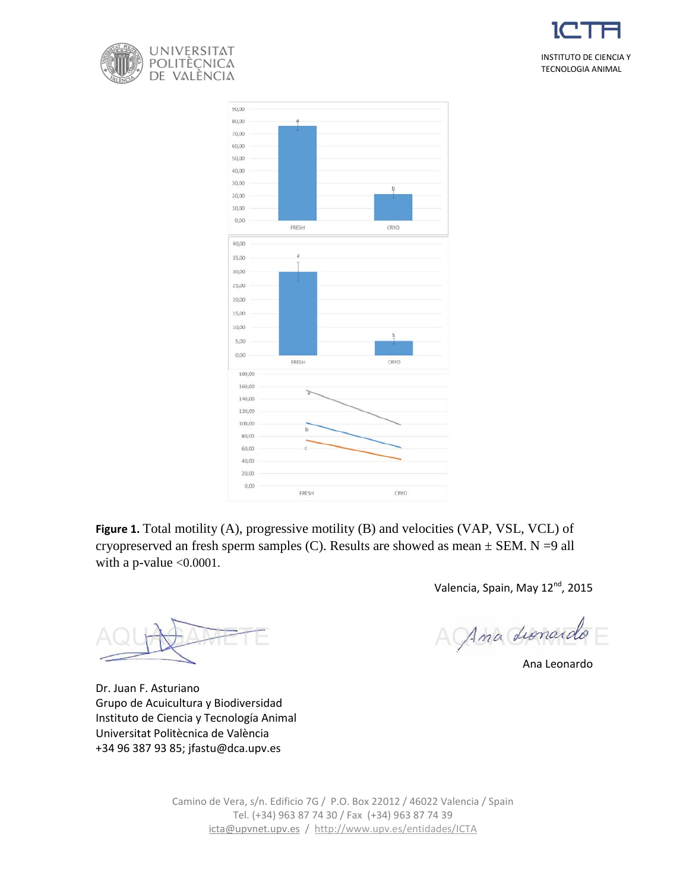90,00
80,00
70,00
60,00
50,00
40,00
30,00
20,00
10,00
0,00

a

b

FRESH CRYO

40,00
35,00
30,00
25,00
20,00
15,00
10,00
5,00
0,00

a

b

FRESH CRYO

180,00
160,00
140,00
120,00
100,00
80,00
60,00
40,00
20,00
0,00

a

b

c

FRESH CRYO

**Figure 1.** Total motility (A), progressive motility (B) and velocities (VAP, VSL, VCL) of cryopreserved an fresh sperm samples (C). Results are showed as mean ± SEM. N =9 all with a p-value <0.0001.

Valencia, Spain, May 12[nd], 2015

Ana Leonardo

Dr. Juan F. Asturiano
Grupo de Acuicultura y Biodiversidad
Instituto de Ciencia y Tecnología Animal
Universitat Politècnica de València
+34 96 387 93 85; jfastu@dca.upv.es